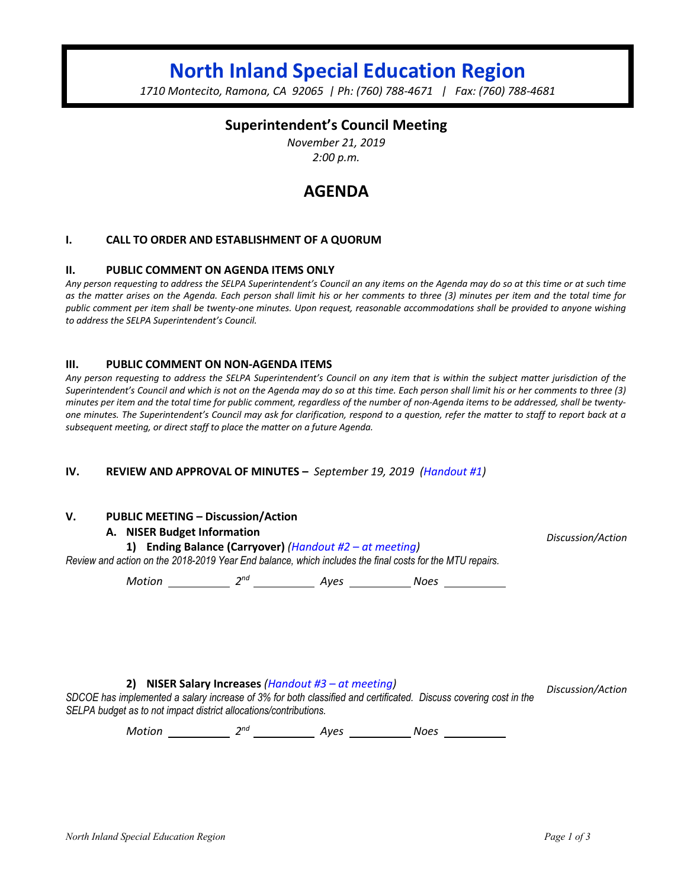# North Inland Special Education Region

*1710 Montecito, Ramona, CA 92065 | Ph: (760) 788-4671 | Fax: (760) 788-4681*

## Superintendent's Council Meeting

*November 21, 2019*
*2:00 p.m.*

## AGENDA

### I. CALL TO ORDER AND ESTABLISHMENT OF A QUORUM

### II. PUBLIC COMMENT ON AGENDA ITEMS ONLY

*Any person requesting to address the SELPA Superintendent's Council an any items on the Agenda may do so at this time or at such time as the matter arises on the Agenda. Each person shall limit his or her comments to three (3) minutes per item and the total time for public comment per item shall be twenty-one minutes. Upon request, reasonable accommodations shall be provided to anyone wishing to address the SELPA Superintendent's Council.*

### III. PUBLIC COMMENT ON NON-AGENDA ITEMS

*Any person requesting to address the SELPA Superintendent's Council on any item that is within the subject matter jurisdiction of the Superintendent's Council and which is not on the Agenda may do so at this time. Each person shall limit his or her comments to three (3) minutes per item and the total time for public comment, regardless of the number of non-Agenda items to be addressed, shall be twenty-one minutes. The Superintendent's Council may ask for clarification, respond to a question, refer the matter to staff to report back at a subsequent meeting, or direct staff to place the matter on a future Agenda.*

### IV. REVIEW AND APPROVAL OF MINUTES – *September 19, 2019 (Handout #1)*

### V. PUBLIC MEETING – Discussion/Action

**A. NISER Budget Information**

**1) Ending Balance (Carryover)** *(Handout #2 – at meeting)* — *Discussion/Action*

*Review and action on the 2018-2019 Year End balance, which includes the final costs for the MTU repairs.*

*Motion* ________ $2^{nd}$ ________ *Ayes* ________ *Noes* ________

**2) NISER Salary Increases** *(Handout #3 – at meeting)* — *Discussion/Action*

*SDCOE has implemented a salary increase of 3% for both classified and certificated. Discuss covering cost in the SELPA budget as to not impact district allocations/contributions.*

*Motion* ________ $2^{nd}$ ________ *Ayes* ________ *Noes* ________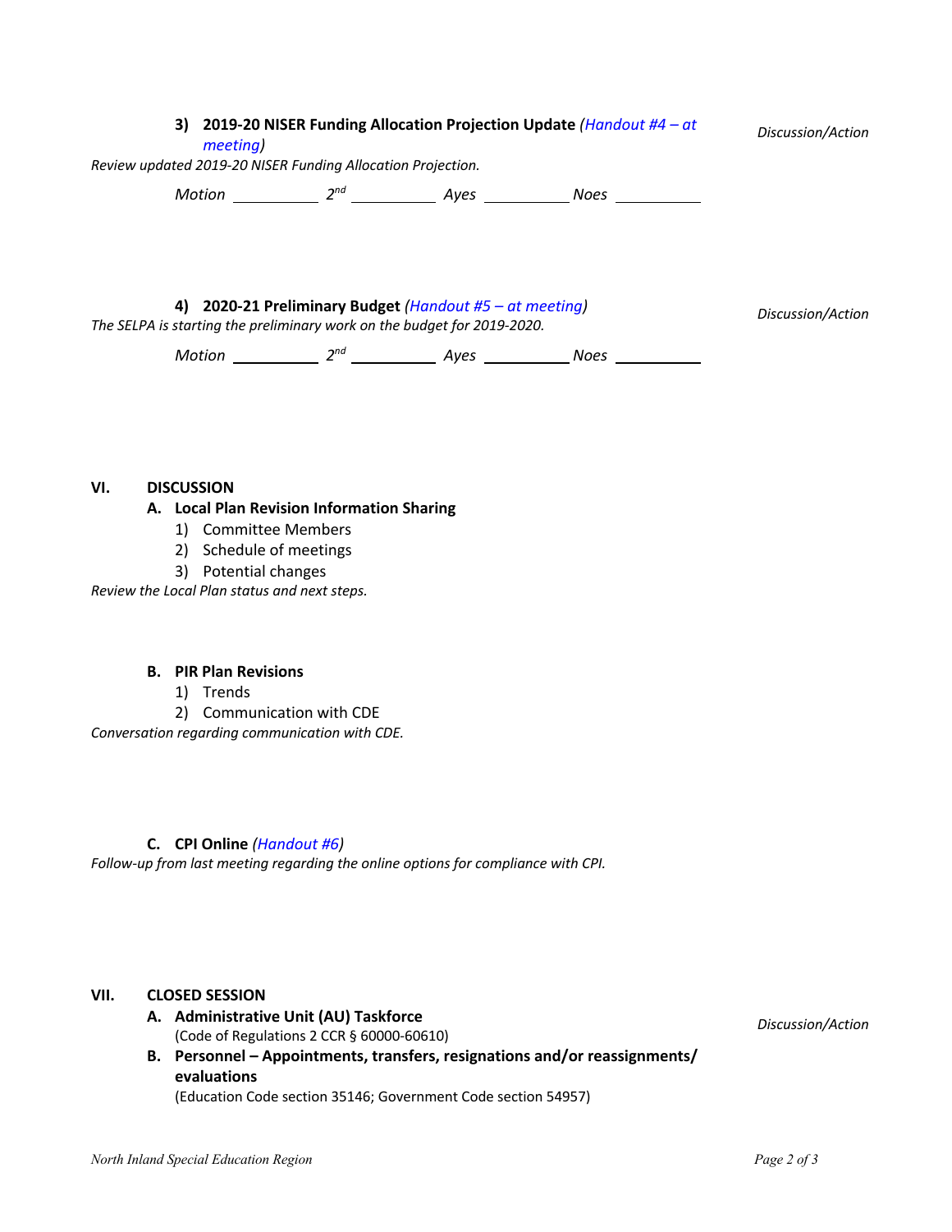3) **2019-20 NISER Funding Allocation Projection Update** *(Handout #4 – at meeting)* *Discussion/Action*

*Review updated 2019-20 NISER Funding Allocation Projection.*

*Motion* __________ *2nd* __________ *Ayes* __________ *Noes* __________

4) **2020-21 Preliminary Budget** *(Handout #5 – at meeting)* *Discussion/Action*

*The SELPA is starting the preliminary work on the budget for 2019-2020.*

*Motion* __________ *2nd* __________ *Ayes* __________ *Noes* __________

## VI. DISCUSSION

**A. Local Plan Revision Information Sharing**

1) Committee Members
2) Schedule of meetings
3) Potential changes

*Review the Local Plan status and next steps.*

**B. PIR Plan Revisions**

1) Trends
2) Communication with CDE

*Conversation regarding communication with CDE.*

**C. CPI Online** *(Handout #6)*

*Follow-up from last meeting regarding the online options for compliance with CPI.*

## VII. CLOSED SESSION

*Discussion/Action*

**A. Administrative Unit (AU) Taskforce**
(Code of Regulations 2 CCR § 60000-60610)

**B. Personnel – Appointments, transfers, resignations and/or reassignments/ evaluations**
(Education Code section 35146; Government Code section 54957)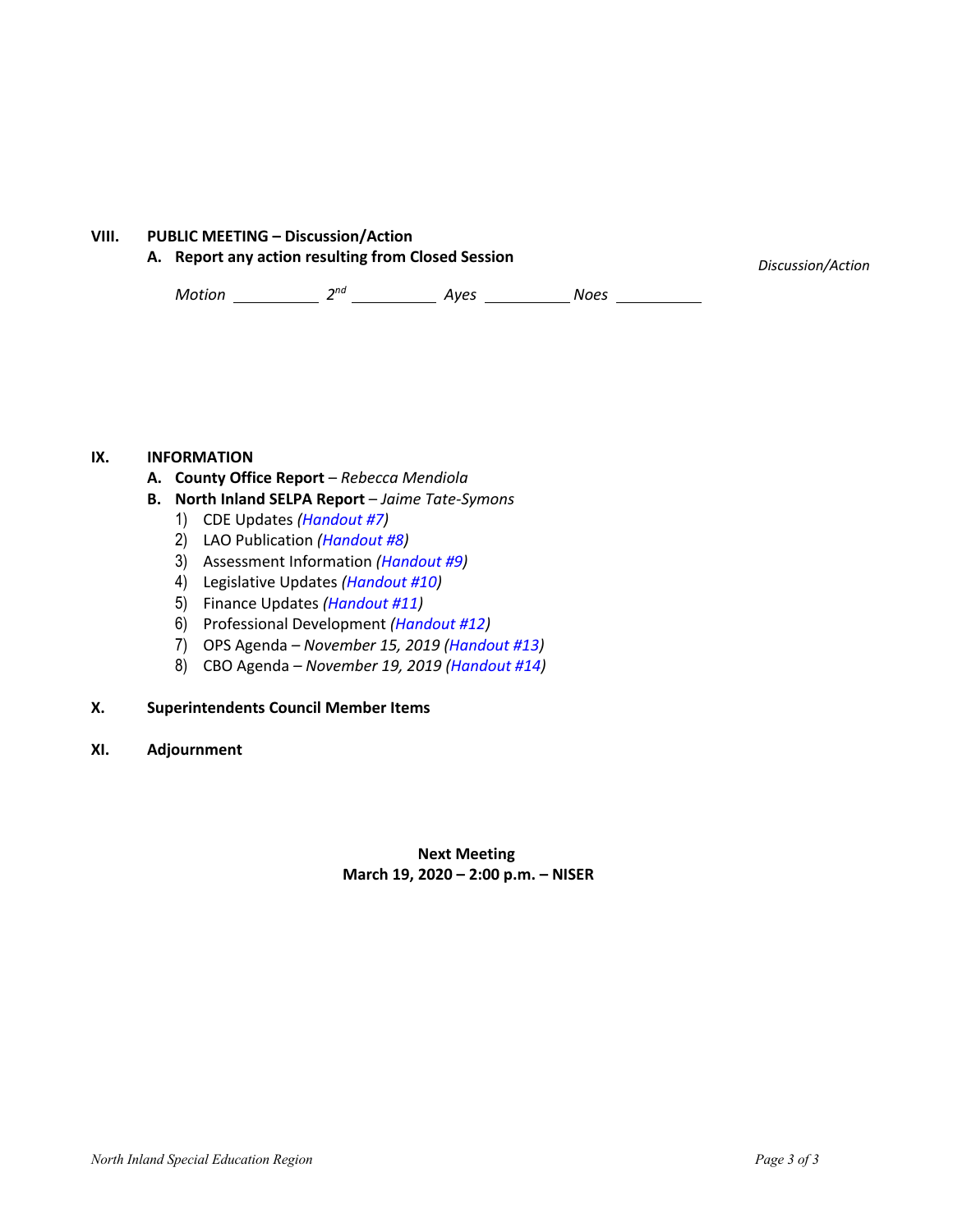**VIII. PUBLIC MEETING – Discussion/Action**

**A. Report any action resulting from Closed Session** *Discussion/Action*

*Motion* __________ $2^{nd}$ __________ *Ayes* __________ *Noes* __________

**IX. INFORMATION**

**A. County Office Report** – *Rebecca Mendiola*

**B. North Inland SELPA Report** – *Jaime Tate-Symons*

1) CDE Updates *(Handout #7)*
2) LAO Publication *(Handout #8)*
3) Assessment Information *(Handout #9)*
4) Legislative Updates *(Handout #10)*
5) Finance Updates *(Handout #11)*
6) Professional Development *(Handout #12)*
7) OPS Agenda – *November 15, 2019 (Handout #13)*
8) CBO Agenda – *November 19, 2019 (Handout #14)*

**X. Superintendents Council Member Items**

**XI. Adjournment**

**Next Meeting**
**March 19, 2020 – 2:00 p.m. – NISER**